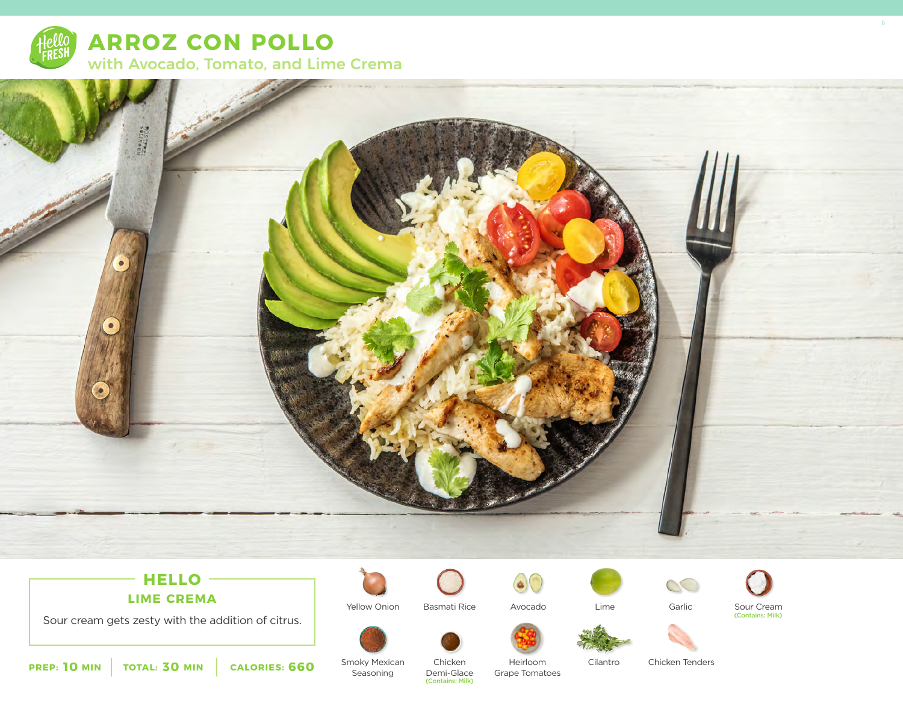# ARROZ CON POLLO

## with Avocado, Tomato, and Lime Crema

### HELLO

**LIME CREMA**

Sour cream gets zesty with the addition of citrus.

**PREP: 10 MIN** | **TOTAL: 30 MIN** | **CALORIES: 660**

- Yellow Onion
- Basmati Rice
- Avocado
- Lime
- Garlic
- Sour Cream (Contains: Milk)
- Smoky Mexican Seasoning
- Chicken Demi-Glace (Contains: Milk)
- Heirloom Grape Tomatoes
- Cilantro
- Chicken Tenders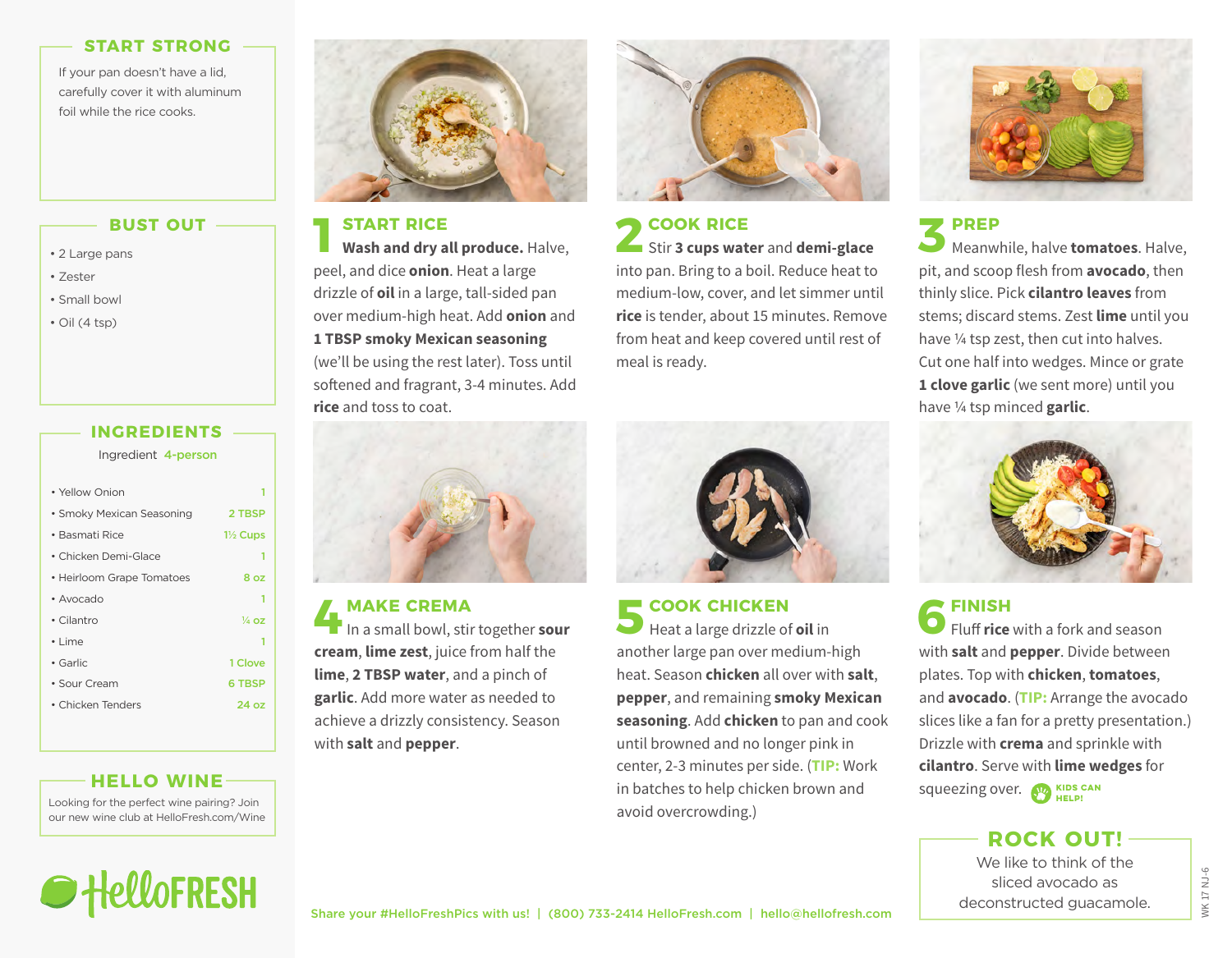## START STRONG

If your pan doesn't have a lid, carefully cover it with aluminum foil while the rice cooks.

## BUST OUT

- 2 Large pans
- Zester
- Small bowl
- Oil (4 tsp)

## INGREDIENTS

| Ingredient | 4-person |
|---|---|
| Yellow Onion | 1 |
| Smoky Mexican Seasoning | 2 TBSP |
| Basmati Rice | 1½ Cups |
| Chicken Demi-Glace | 1 |
| Heirloom Grape Tomatoes | 8 oz |
| Avocado | 1 |
| Cilantro | ¼ oz |
| Lime | 1 |
| Garlic | 1 Clove |
| Sour Cream | 6 TBSP |
| Chicken Tenders | 24 oz |

## HELLO WINE

Looking for the perfect wine pairing? Join our new wine club at HelloFresh.com/Wine

HelloFRESH

## 1 START RICE

**Wash and dry all produce.** Halve, peel, and dice **onion**. Heat a large drizzle of **oil** in a large, tall-sided pan over medium-high heat. Add **onion** and **1 TBSP smoky Mexican seasoning** (we'll be using the rest later). Toss until softened and fragrant, 3-4 minutes. Add **rice** and toss to coat.

## 2 COOK RICE

Stir **3 cups water** and **demi-glace** into pan. Bring to a boil. Reduce heat to medium-low, cover, and let simmer until **rice** is tender, about 15 minutes. Remove from heat and keep covered until rest of meal is ready.

## 3 PREP

Meanwhile, halve **tomatoes**. Halve, pit, and scoop flesh from **avocado**, then thinly slice. Pick **cilantro leaves** from stems; discard stems. Zest **lime** until you have ¼ tsp zest, then cut into halves. Cut one half into wedges. Mince or grate **1 clove garlic** (we sent more) until you have ¼ tsp minced **garlic**.

## 4 MAKE CREMA

In a small bowl, stir together **sour cream**, **lime zest**, juice from half the **lime**, **2 TBSP water**, and a pinch of **garlic**. Add more water as needed to achieve a drizzly consistency. Season with **salt** and **pepper**.

## 5 COOK CHICKEN

Heat a large drizzle of **oil** in another large pan over medium-high heat. Season **chicken** all over with **salt**, **pepper**, and remaining **smoky Mexican seasoning**. Add **chicken** to pan and cook until browned and no longer pink in center, 2-3 minutes per side. (**TIP:** Work in batches to help chicken brown and avoid overcrowding.)

## 6 FINISH

Fluff **rice** with a fork and season with **salt** and **pepper**. Divide between plates. Top with **chicken**, **tomatoes**, and **avocado**. (**TIP:** Arrange the avocado slices like a fan for a pretty presentation.) Drizzle with **crema** and sprinkle with **cilantro**. Serve with **lime wedges** for squeezing over. KIDS CAN HELP!

## ROCK OUT!

We like to think of the sliced avocado as deconstructed guacamole.

Share your #HelloFreshPics with us! | (800) 733-2414 HelloFresh.com | hello@hellofresh.com

WK 17 NJ-6